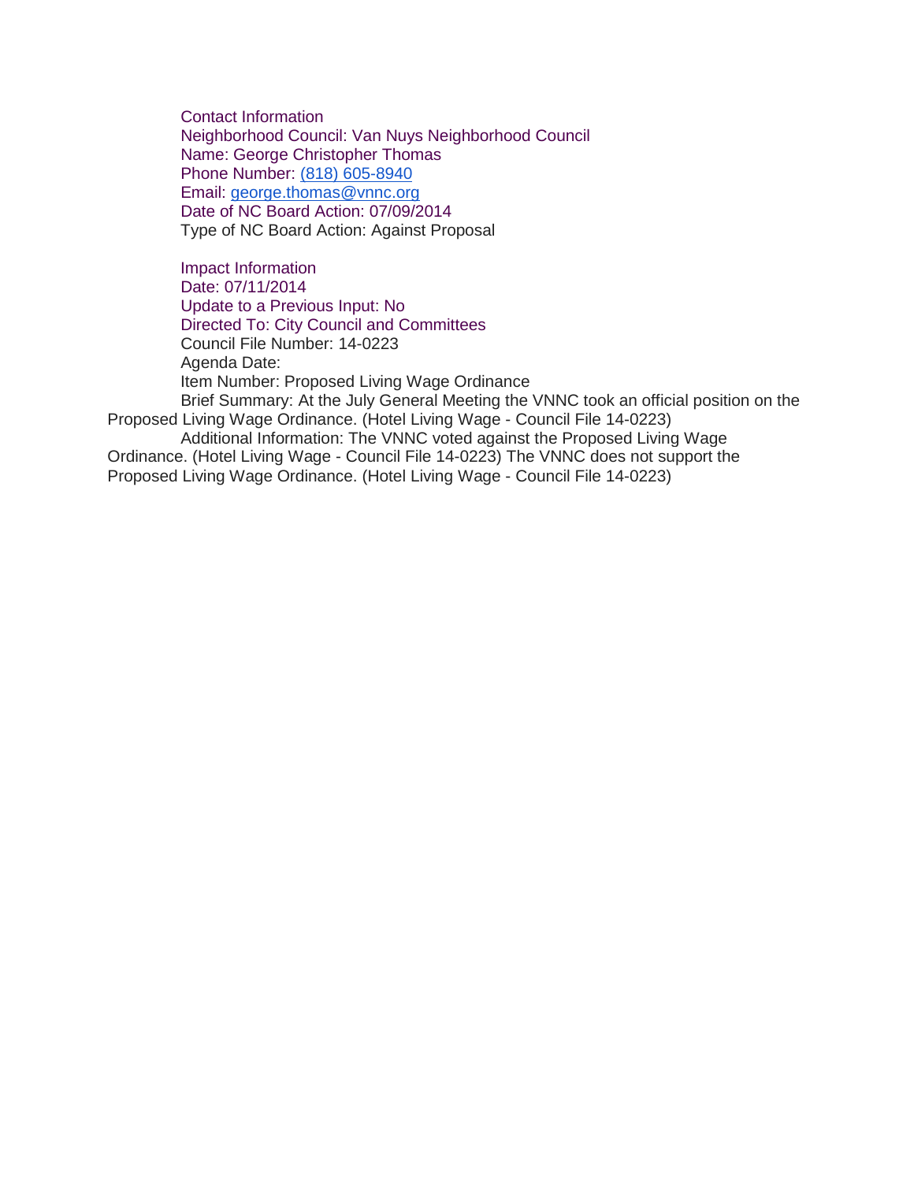Contact Information
Neighborhood Council: Van Nuys Neighborhood Council
Name: George Christopher Thomas
Phone Number: (818) 605-8940
Email: george.thomas@vnnc.org
Date of NC Board Action: 07/09/2014
Type of NC Board Action: Against Proposal

Impact Information
Date: 07/11/2014
Update to a Previous Input: No
Directed To: City Council and Committees
Council File Number: 14-0223
Agenda Date:
Item Number: Proposed Living Wage Ordinance
Brief Summary: At the July General Meeting the VNNC took an official position on the Proposed Living Wage Ordinance. (Hotel Living Wage - Council File 14-0223)
Additional Information: The VNNC voted against the Proposed Living Wage Ordinance. (Hotel Living Wage - Council File 14-0223) The VNNC does not support the Proposed Living Wage Ordinance. (Hotel Living Wage - Council File 14-0223)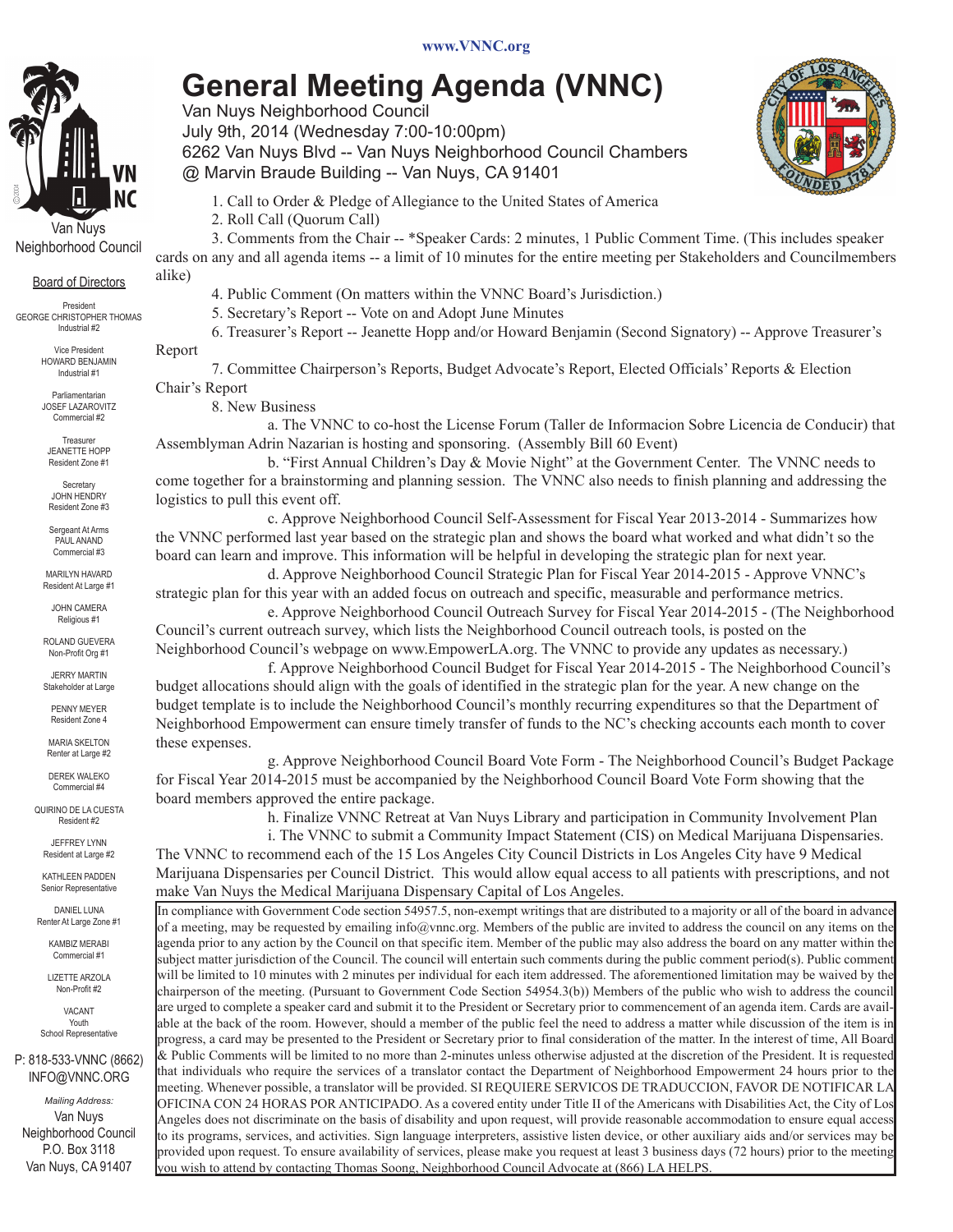www.VNNC.org

# General Meeting Agenda (VNNC)

Van Nuys Neighborhood Council
July 9th, 2014 (Wednesday 7:00-10:00pm)
6262 Van Nuys Blvd -- Van Nuys Neighborhood Council Chambers
@ Marvin Braude Building -- Van Nuys, CA 91401

1. Call to Order & Pledge of Allegiance to the United States of America
2. Roll Call (Quorum Call)
3. Comments from the Chair -- *Speaker Cards: 2 minutes, 1 Public Comment Time. (This includes speaker cards on any and all agenda items -- a limit of 10 minutes for the entire meeting per Stakeholders and Councilmembers alike)
4. Public Comment (On matters within the VNNC Board's Jurisdiction.)
5. Secretary's Report -- Vote on and Adopt June Minutes
6. Treasurer's Report -- Jeanette Hopp and/or Howard Benjamin (Second Signatory) -- Approve Treasurer's Report
7. Committee Chairperson's Reports, Budget Advocate's Report, Elected Officials' Reports & Election Chair's Report
8. New Business
   a. The VNNC to co-host the License Forum (Taller de Informacion Sobre Licencia de Conducir) that Assemblyman Adrin Nazarian is hosting and sponsoring. (Assembly Bill 60 Event)
   b. "First Annual Children's Day & Movie Night" at the Government Center. The VNNC needs to come together for a brainstorming and planning session. The VNNC also needs to finish planning and addressing the logistics to pull this event off.
   c. Approve Neighborhood Council Self-Assessment for Fiscal Year 2013-2014 - Summarizes how the VNNC performed last year based on the strategic plan and shows the board what worked and what didn't so the board can learn and improve. This information will be helpful in developing the strategic plan for next year.
   d. Approve Neighborhood Council Strategic Plan for Fiscal Year 2014-2015 - Approve VNNC's strategic plan for this year with an added focus on outreach and specific, measurable and performance metrics.
   e. Approve Neighborhood Council Outreach Survey for Fiscal Year 2014-2015 - (The Neighborhood Council's current outreach survey, which lists the Neighborhood Council outreach tools, is posted on the Neighborhood Council's webpage on www.EmpowerLA.org. The VNNC to provide any updates as necessary.)
   f. Approve Neighborhood Council Budget for Fiscal Year 2014-2015 - The Neighborhood Council's budget allocations should align with the goals of identified in the strategic plan for the year. A new change on the budget template is to include the Neighborhood Council's monthly recurring expenditures so that the Department of Neighborhood Empowerment can ensure timely transfer of funds to the NC's checking accounts each month to cover these expenses.
   g. Approve Neighborhood Council Board Vote Form - The Neighborhood Council's Budget Package for Fiscal Year 2014-2015 must be accompanied by the Neighborhood Council Board Vote Form showing that the board members approved the entire package.
   h. Finalize VNNC Retreat at Van Nuys Library and participation in Community Involvement Plan
   i. The VNNC to submit a Community Impact Statement (CIS) on Medical Marijuana Dispensaries. The VNNC to recommend each of the 15 Los Angeles City Council Districts in Los Angeles City have 9 Medical Marijuana Dispensaries per Council District. This would allow equal access to all patients with prescriptions, and not make Van Nuys the Medical Marijuana Dispensary Capital of Los Angeles.

In compliance with Government Code section 54957.5, non-exempt writings that are distributed to a majority or all of the board in advance of a meeting, may be requested by emailing info@vnnc.org. Members of the public are invited to address the council on any items on the agenda prior to any action by the Council on that specific item. Member of the public may also address the board on any matter within the subject matter jurisdiction of the Council. The council will entertain such comments during the public comment period(s). Public comment will be limited to 10 minutes with 2 minutes per individual for each item addressed. The aforementioned limitation may be waived by the chairperson of the meeting. (Pursuant to Government Code Section 54954.3(b)) Members of the public who wish to address the council are urged to complete a speaker card and submit it to the President or Secretary prior to commencement of an agenda item. Cards are available at the back of the room. However, should a member of the public feel the need to address a matter while discussion of the item is in progress, a card may be presented to the President or Secretary prior to final consideration of the matter. In the interest of time, All Board & Public Comments will be limited to no more than 2-minutes unless otherwise adjusted at the discretion of the President. It is requested that individuals who require the services of a translator contact the Department of Neighborhood Empowerment 24 hours prior to the meeting. Whenever possible, a translator will be provided. SI REQUIERE SERVICOS DE TRADUCCION, FAVOR DE NOTIFICAR LA OFICINA CON 24 HORAS POR ANTICIPADO. As a covered entity under Title II of the Americans with Disabilities Act, the City of Los Angeles does not discriminate on the basis of disability and upon request, will provide reasonable accommodation to ensure equal access to its programs, services, and activities. Sign language interpreters, assistive listen device, or other auxiliary aids and/or services may be provided upon request. To ensure availability of services, please make you request at least 3 business days (72 hours) prior to the meeting you wish to attend by contacting Thomas Soong, Neighborhood Council Advocate at (866) LA HELPS.

Van Nuys Neighborhood Council

## Board of Directors

President
GEORGE CHRISTOPHER THOMAS
Industrial #2

Vice President
HOWARD BENJAMIN
Industrial #1

Parliamentarian
JOSEF LAZAROVITZ
Commercial #2

Treasurer
JEANETTE HOPP
Resident Zone #1

Secretary
JOHN HENDRY
Resident Zone #3

Sergeant At Arms
PAUL ANAND
Commercial #3

MARILYN HAVARD
Resident At Large #1

JOHN CAMERA
Religious #1

ROLAND GUEVERA
Non-Profit Org #1

JERRY MARTIN
Stakeholder at Large

PENNY MEYER
Resident Zone 4

MARIA SKELTON
Renter at Large #2

DEREK WALEKO
Commercial #4

QUIRINO DE LA CUESTA
Resident #2

JEFFREY LYNN
Resident at Large #2

KATHLEEN PADDEN
Senior Representative

DANIEL LUNA
Renter At Large Zone #1

KAMBIZ MERABI
Commercial #1

LIZETTE ARZOLA
Non-Profit #2

VACANT
Youth
School Representative

P: 818-533-VNNC (8662)
INFO@VNNC.ORG

*Mailing Address:*
Van Nuys
Neighborhood Council
P.O. Box 3118
Van Nuys, CA 91407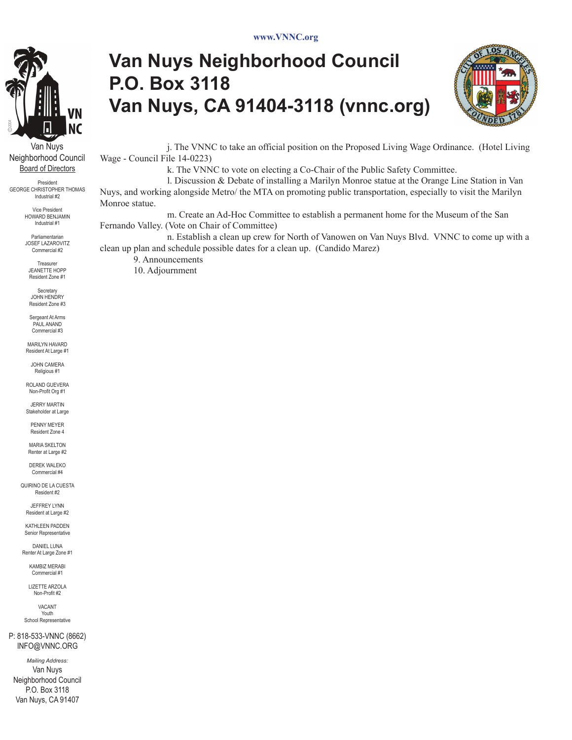www.VNNC.org

# Van Nuys Neighborhood Council
# P.O. Box 3118
# Van Nuys, CA 91404-3118 (vnnc.org)

Van Nuys
Neighborhood Council
Board of Directors

President
GEORGE CHRISTOPHER THOMAS
Industrial #2

Vice President
HOWARD BENJAMIN
Industrial #1

Parliamentarian
JOSEF LAZAROVITZ
Commercial #2

Treasurer
JEANETTE HOPP
Resident Zone #1

Secretary
JOHN HENDRY
Resident Zone #3

Sergeant At Arms
PAUL ANAND
Commercial #3

MARILYN HAVARD
Resident At Large #1

JOHN CAMERA
Religious #1

ROLAND GUEVERA
Non-Profit Org #1

JERRY MARTIN
Stakeholder at Large

PENNY MEYER
Resident Zone 4

MARIA SKELTON
Renter at Large #2

DEREK WALEKO
Commercial #4

QUIRINO DE LA CUESTA
Resident #2

JEFFREY LYNN
Resident at Large #2

KATHLEEN PADDEN
Senior Representative

DANIEL LUNA
Renter At Large Zone #1

KAMBIZ MERABI
Commercial #1

LIZETTE ARZOLA
Non-Profit #2

VACANT
Youth
School Representative

P: 818-533-VNNC (8662)
INFO@VNNC.ORG

*Mailing Address:*
Van Nuys
Neighborhood Council
P.O. Box 3118
Van Nuys, CA 91407

j. The VNNC to take an official position on the Proposed Living Wage Ordinance. (Hotel Living Wage - Council File 14-0223)

k. The VNNC to vote on electing a Co-Chair of the Public Safety Committee.

l. Discussion & Debate of installing a Marilyn Monroe statue at the Orange Line Station in Van Nuys, and working alongside Metro/ the MTA on promoting public transportation, especially to visit the Marilyn Monroe statue.

m. Create an Ad-Hoc Committee to establish a permanent home for the Museum of the San Fernando Valley. (Vote on Chair of Committee)

n. Establish a clean up crew for North of Vanowen on Van Nuys Blvd. VNNC to come up with a clean up plan and schedule possible dates for a clean up. (Candido Marez)

9. Announcements
10. Adjournment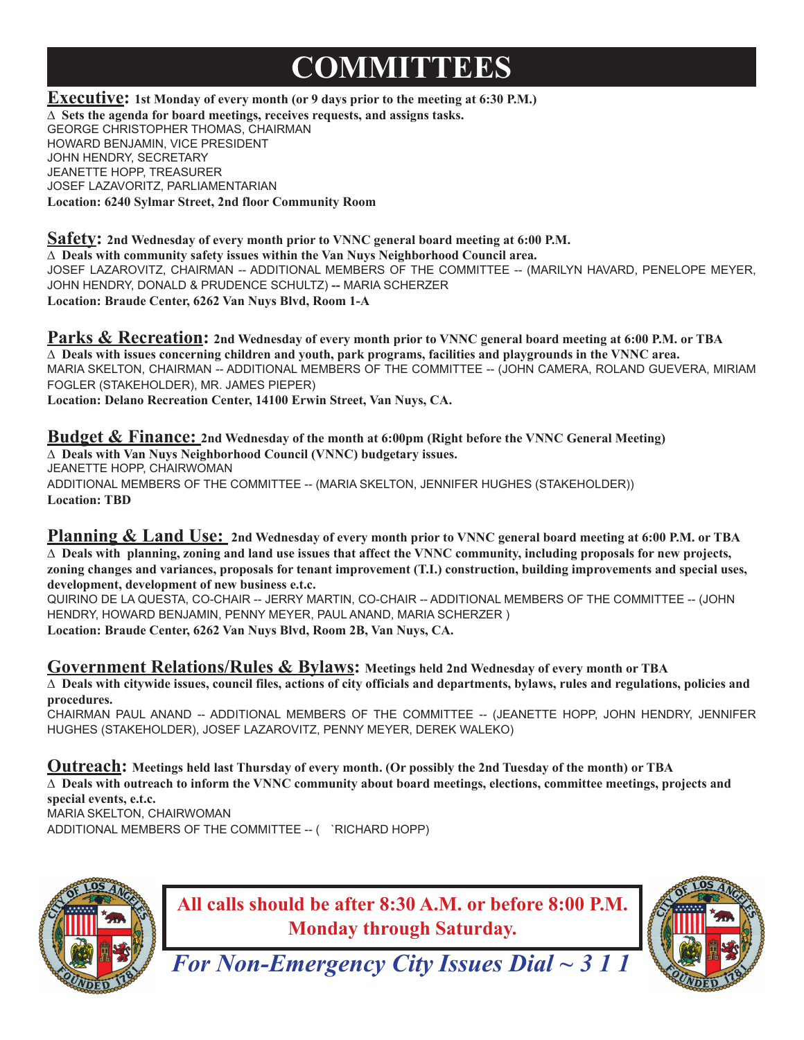# COMMITTEES

**Executive: 1st Monday of every month (or 9 days prior to the meeting at 6:30 P.M.)**

**∆ Sets the agenda for board meetings, receives requests, and assigns tasks.**

GEORGE CHRISTOPHER THOMAS, CHAIRMAN
HOWARD BENJAMIN, VICE PRESIDENT
JOHN HENDRY, SECRETARY
JEANETTE HOPP, TREASURER
JOSEF LAZAVORITZ, PARLIAMENTARIAN

**Location: 6240 Sylmar Street, 2nd floor Community Room**

**Safety: 2nd Wednesday of every month prior to VNNC general board meeting at 6:00 P.M.**

**∆ Deals with community safety issues within the Van Nuys Neighborhood Council area.**

JOSEF LAZAROVITZ, CHAIRMAN -- ADDITIONAL MEMBERS OF THE COMMITTEE -- (MARILYN HAVARD, PENELOPE MEYER, JOHN HENDRY, DONALD & PRUDENCE SCHULTZ) -- MARIA SCHERZER

**Location: Braude Center, 6262 Van Nuys Blvd, Room 1-A**

**Parks & Recreation: 2nd Wednesday of every month prior to VNNC general board meeting at 6:00 P.M. or TBA**

**∆ Deals with issues concerning children and youth, park programs, facilities and playgrounds in the VNNC area.**

MARIA SKELTON, CHAIRMAN -- ADDITIONAL MEMBERS OF THE COMMITTEE -- (JOHN CAMERA, ROLAND GUEVERA, MIRIAM FOGLER (STAKEHOLDER), MR. JAMES PIEPER)

**Location: Delano Recreation Center, 14100 Erwin Street, Van Nuys, CA.**

**Budget & Finance: 2nd Wednesday of the month at 6:00pm (Right before the VNNC General Meeting)**

**∆ Deals with Van Nuys Neighborhood Council (VNNC) budgetary issues.**

JEANETTE HOPP, CHAIRWOMAN
ADDITIONAL MEMBERS OF THE COMMITTEE -- (MARIA SKELTON, JENNIFER HUGHES (STAKEHOLDER))

**Location: TBD**

**Planning & Land Use: 2nd Wednesday of every month prior to VNNC general board meeting at 6:00 P.M. or TBA**

**∆ Deals with planning, zoning and land use issues that affect the VNNC community, including proposals for new projects, zoning changes and variances, proposals for tenant improvement (T.I.) construction, building improvements and special uses, development, development of new business e.t.c.**

QUIRINO DE LA QUESTA, CO-CHAIR -- JERRY MARTIN, CO-CHAIR -- ADDITIONAL MEMBERS OF THE COMMITTEE -- (JOHN HENDRY, HOWARD BENJAMIN, PENNY MEYER, PAUL ANAND, MARIA SCHERZER )

**Location: Braude Center, 6262 Van Nuys Blvd, Room 2B, Van Nuys, CA.**

**Government Relations/Rules & Bylaws: Meetings held 2nd Wednesday of every month or TBA**

**∆ Deals with citywide issues, council files, actions of city officials and departments, bylaws, rules and regulations, policies and procedures.**

CHAIRMAN PAUL ANAND -- ADDITIONAL MEMBERS OF THE COMMITTEE -- (JEANETTE HOPP, JOHN HENDRY, JENNIFER HUGHES (STAKEHOLDER), JOSEF LAZAROVITZ, PENNY MEYER, DEREK WALEKO)

**Outreach: Meetings held last Thursday of every month. (Or possibly the 2nd Tuesday of the month) or TBA**

**∆ Deals with outreach to inform the VNNC community about board meetings, elections, committee meetings, projects and special events, e.t.c.**

MARIA SKELTON, CHAIRWOMAN
ADDITIONAL MEMBERS OF THE COMMITTEE -- ( `RICHARD HOPP)

**All calls should be after 8:30 A.M. or before 8:00 P.M. Monday through Saturday.**

***For Non-Emergency City Issues Dial ~ 3 1 1***